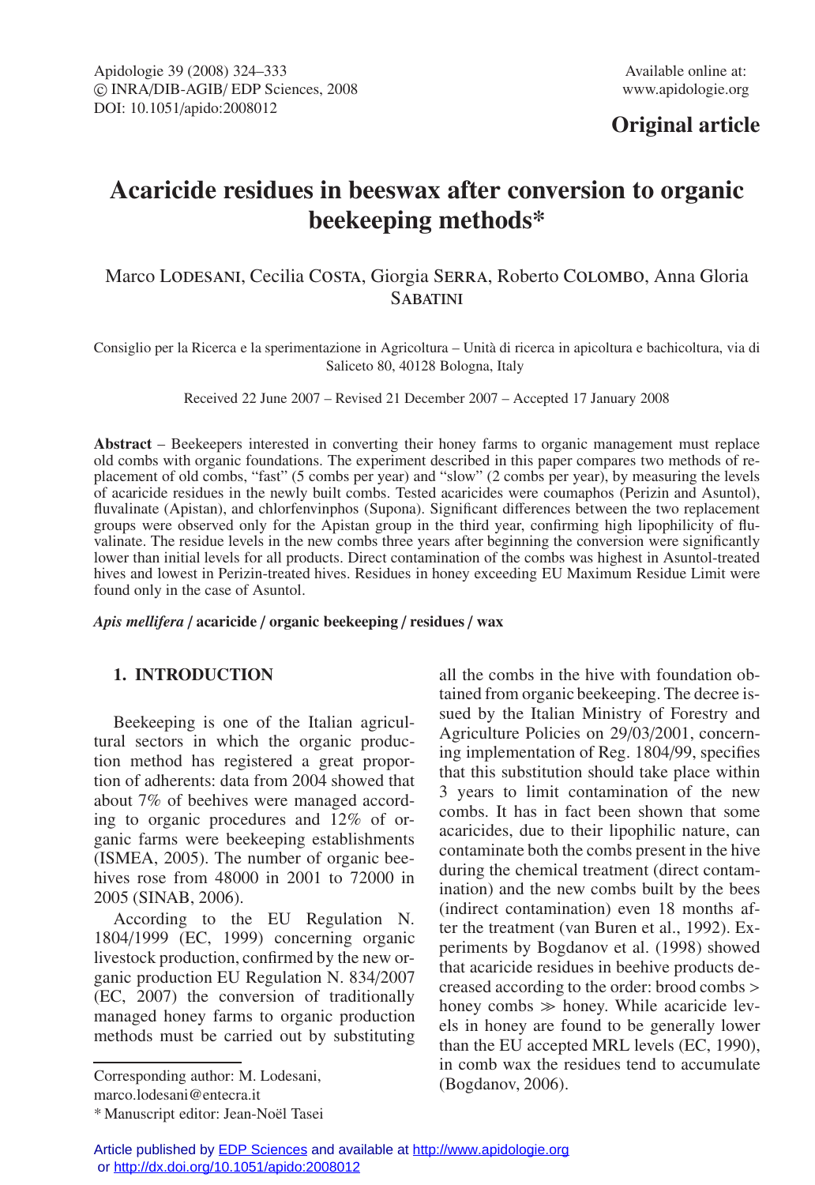Original article

# Acaricide residues in beeswax after conversion to organic beekeeping methods*

Marco Lodesani, Cecilia Costa, Giorgia Serra, Roberto Colombo, Anna Gloria Sabatini

Consiglio per la Ricerca e la sperimentazione in Agricoltura – Unità di ricerca in apicoltura e bachicoltura, via di Saliceto 80, 40128 Bologna, Italy

Received 22 June 2007 – Revised 21 December 2007 – Accepted 17 January 2008

**Abstract** – Beekeepers interested in converting their honey farms to organic management must replace old combs with organic foundations. The experiment described in this paper compares two methods of replacement of old combs, "fast" (5 combs per year) and "slow" (2 combs per year), by measuring the levels of acaricide residues in the newly built combs. Tested acaricides were coumaphos (Perizin and Asuntol), fluvalinate (Apistan), and chlorfenvinphos (Supona). Significant differences between the two replacement groups were observed only for the Apistan group in the third year, confirming high lipophilicity of fluvalinate. The residue levels in the new combs three years after beginning the conversion were significantly lower than initial levels for all products. Direct contamination of the combs was highest in Asuntol-treated hives and lowest in Perizin-treated hives. Residues in honey exceeding EU Maximum Residue Limit were found only in the case of Asuntol.

***Apis mellifera* / acaricide / organic beekeeping / residues / wax**

## 1. INTRODUCTION

Beekeeping is one of the Italian agricultural sectors in which the organic production method has registered a great proportion of adherents: data from 2004 showed that about 7% of beehives were managed according to organic procedures and 12% of organic farms were beekeeping establishments (ISMEA, 2005). The number of organic beehives rose from 48000 in 2001 to 72000 in 2005 (SINAB, 2006).

According to the EU Regulation N. 1804/1999 (EC, 1999) concerning organic livestock production, confirmed by the new organic production EU Regulation N. 834/2007 (EC, 2007) the conversion of traditionally managed honey farms to organic production methods must be carried out by substituting all the combs in the hive with foundation obtained from organic beekeeping. The decree issued by the Italian Ministry of Forestry and Agriculture Policies on 29/03/2001, concerning implementation of Reg. 1804/99, specifies that this substitution should take place within 3 years to limit contamination of the new combs. It has in fact been shown that some acaricides, due to their lipophilic nature, can contaminate both the combs present in the hive during the chemical treatment (direct contamination) and the new combs built by the bees (indirect contamination) even 18 months after the treatment (van Buren et al., 1992). Experiments by Bogdanov et al. (1998) showed that acaricide residues in beehive products decreased according to the order: brood combs > honey combs ≫ honey. While acaricide levels in honey are found to be generally lower than the EU accepted MRL levels (EC, 1990), in comb wax the residues tend to accumulate (Bogdanov, 2006).

---

Corresponding author: M. Lodesani, marco.lodesani@entecra.it

* Manuscript editor: Jean-Noël Tasei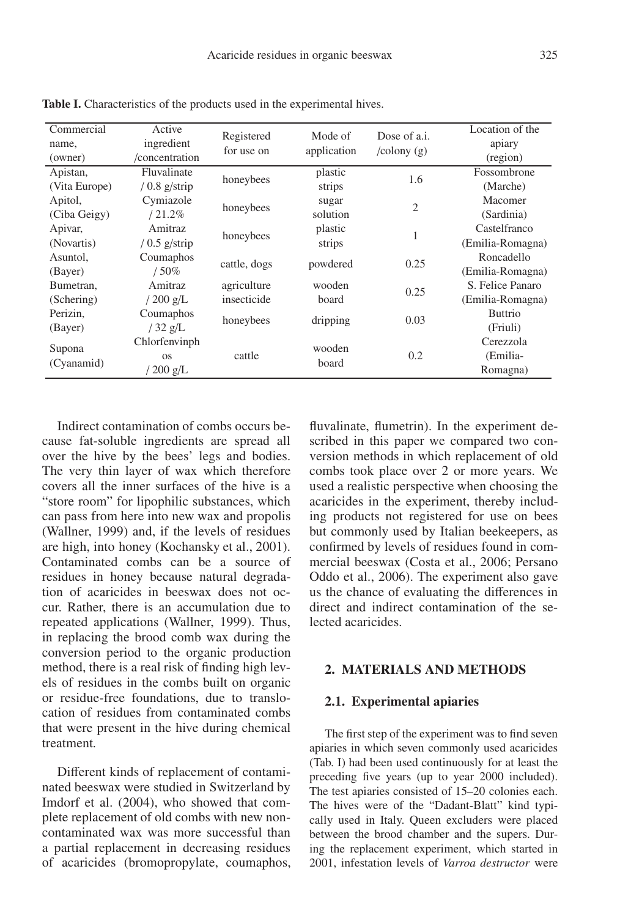**Table I.** Characteristics of the products used in the experimental hives.

| Commercial name, (owner) | Active ingredient /concentration | Registered for use on | Mode of application | Dose of a.i. /colony (g) | Location of the apiary (region) |
|---|---|---|---|---|---|
| Apistan, (Vita Europe) | Fluvalinate / 0.8 g/strip | honeybees | plastic strips | 1.6 | Fossombrone (Marche) |
| Apitol, (Ciba Geigy) | Cymiazole / 21.2% | honeybees | sugar solution | 2 | Macomer (Sardinia) |
| Apivar, (Novartis) | Amitraz / 0.5 g/strip | honeybees | plastic strips | 1 | Castelfranco (Emilia-Romagna) |
| Asuntol, (Bayer) | Coumaphos / 50% | cattle, dogs | powdered | 0.25 | Roncadello (Emilia-Romagna) |
| Bumetran, (Schering) | Amitraz / 200 g/L | agriculture insecticide | wooden board | 0.25 | S. Felice Panaro (Emilia-Romagna) |
| Perizin, (Bayer) | Coumaphos / 32 g/L | honeybees | dripping | 0.03 | Buttrio (Friuli) |
| Supona (Cyanamid) | Chlorfenvinphos / 200 g/L | cattle | wooden board | 0.2 | Cerezzola (Emilia-Romagna) |

Indirect contamination of combs occurs because fat-soluble ingredients are spread all over the hive by the bees' legs and bodies. The very thin layer of wax which therefore covers all the inner surfaces of the hive is a "store room" for lipophilic substances, which can pass from here into new wax and propolis (Wallner, 1999) and, if the levels of residues are high, into honey (Kochansky et al., 2001). Contaminated combs can be a source of residues in honey because natural degradation of acaricides in beeswax does not occur. Rather, there is an accumulation due to repeated applications (Wallner, 1999). Thus, in replacing the brood comb wax during the conversion period to the organic production method, there is a real risk of finding high levels of residues in the combs built on organic or residue-free foundations, due to translocation of residues from contaminated combs that were present in the hive during chemical treatment.

Different kinds of replacement of contaminated beeswax were studied in Switzerland by Imdorf et al. (2004), who showed that complete replacement of old combs with new non-contaminated wax was more successful than a partial replacement in decreasing residues of acaricides (bromopropylate, coumaphos, fluvalinate, flumetrin). In the experiment described in this paper we compared two conversion methods in which replacement of old combs took place over 2 or more years. We used a realistic perspective when choosing the acaricides in the experiment, thereby including products not registered for use on bees but commonly used by Italian beekeepers, as confirmed by levels of residues found in commercial beeswax (Costa et al., 2006; Persano Oddo et al., 2006). The experiment also gave us the chance of evaluating the differences in direct and indirect contamination of the selected acaricides.

## 2. MATERIALS AND METHODS

### 2.1. Experimental apiaries

The first step of the experiment was to find seven apiaries in which seven commonly used acaricides (Tab. I) had been used continuously for at least the preceding five years (up to year 2000 included). The test apiaries consisted of 15–20 colonies each. The hives were of the "Dadant-Blatt" kind typically used in Italy. Queen excluders were placed between the brood chamber and the supers. During the replacement experiment, which started in 2001, infestation levels of *Varroa destructor* were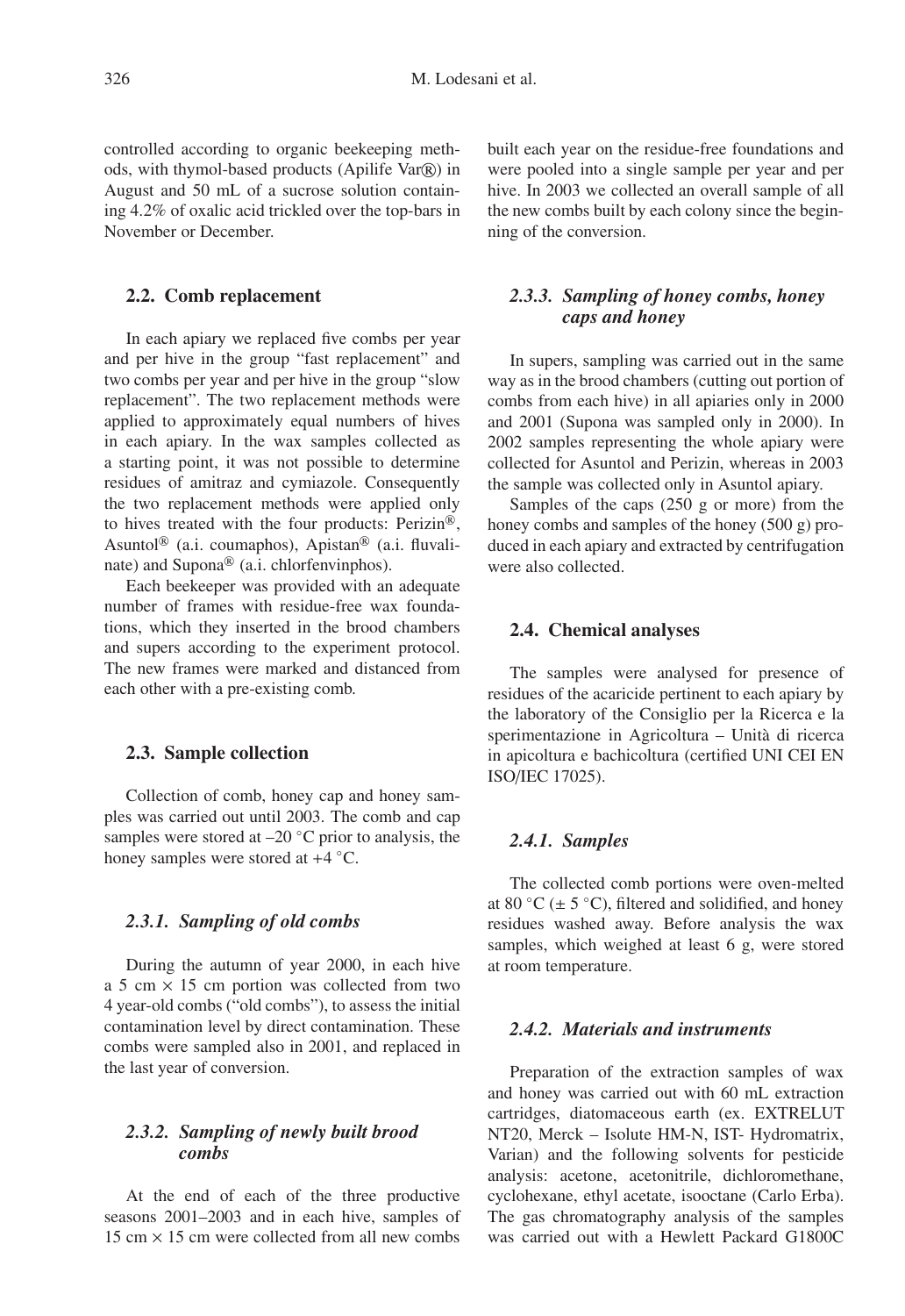controlled according to organic beekeeping methods, with thymol-based products (Apilife Var®) in August and 50 mL of a sucrose solution containing 4.2% of oxalic acid trickled over the top-bars in November or December.

## 2.2. Comb replacement

In each apiary we replaced five combs per year and per hive in the group "fast replacement" and two combs per year and per hive in the group "slow replacement". The two replacement methods were applied to approximately equal numbers of hives in each apiary. In the wax samples collected as a starting point, it was not possible to determine residues of amitraz and cymiazole. Consequently the two replacement methods were applied only to hives treated with the four products: Perizin®, Asuntol® (a.i. coumaphos), Apistan® (a.i. fluvalinate) and Supona® (a.i. chlorfenvinphos).

Each beekeeper was provided with an adequate number of frames with residue-free wax foundations, which they inserted in the brood chambers and supers according to the experiment protocol. The new frames were marked and distanced from each other with a pre-existing comb.

## 2.3. Sample collection

Collection of comb, honey cap and honey samples was carried out until 2003. The comb and cap samples were stored at –20 °C prior to analysis, the honey samples were stored at +4 °C.

### *2.3.1. Sampling of old combs*

During the autumn of year 2000, in each hive a 5 cm × 15 cm portion was collected from two 4 year-old combs ("old combs"), to assess the initial contamination level by direct contamination. These combs were sampled also in 2001, and replaced in the last year of conversion.

### *2.3.2. Sampling of newly built brood combs*

At the end of each of the three productive seasons 2001–2003 and in each hive, samples of 15 cm × 15 cm were collected from all new combs built each year on the residue-free foundations and were pooled into a single sample per year and per hive. In 2003 we collected an overall sample of all the new combs built by each colony since the beginning of the conversion.

### *2.3.3. Sampling of honey combs, honey caps and honey*

In supers, sampling was carried out in the same way as in the brood chambers (cutting out portion of combs from each hive) in all apiaries only in 2000 and 2001 (Supona was sampled only in 2000). In 2002 samples representing the whole apiary were collected for Asuntol and Perizin, whereas in 2003 the sample was collected only in Asuntol apiary.

Samples of the caps (250 g or more) from the honey combs and samples of the honey (500 g) produced in each apiary and extracted by centrifugation were also collected.

## 2.4. Chemical analyses

The samples were analysed for presence of residues of the acaricide pertinent to each apiary by the laboratory of the Consiglio per la Ricerca e la sperimentazione in Agricoltura – Unità di ricerca in apicoltura e bachicoltura (certified UNI CEI EN ISO/IEC 17025).

### *2.4.1. Samples*

The collected comb portions were oven-melted at 80 °C (± 5 °C), filtered and solidified, and honey residues washed away. Before analysis the wax samples, which weighed at least 6 g, were stored at room temperature.

### *2.4.2. Materials and instruments*

Preparation of the extraction samples of wax and honey was carried out with 60 mL extraction cartridges, diatomaceous earth (ex. EXTRELUT NT20, Merck – Isolute HM-N, IST- Hydromatrix, Varian) and the following solvents for pesticide analysis: acetone, acetonitrile, dichloromethane, cyclohexane, ethyl acetate, isooctane (Carlo Erba). The gas chromatography analysis of the samples was carried out with a Hewlett Packard G1800C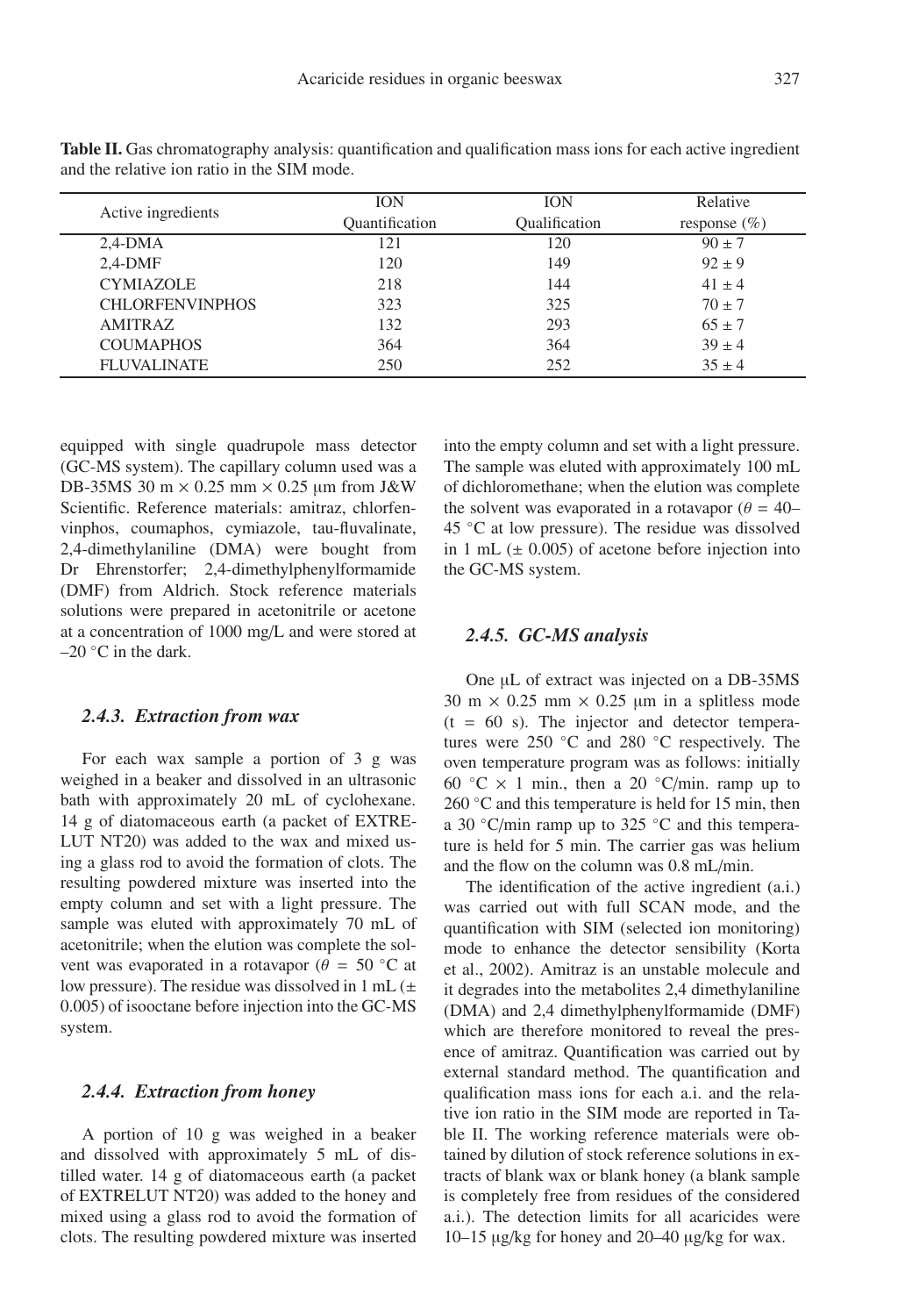**Table II.** Gas chromatography analysis: quantification and qualification mass ions for each active ingredient and the relative ion ratio in the SIM mode.

| Active ingredients | ION Quantification | ION Qualification | Relative response (%) |
|---|---|---|---|
| 2,4-DMA | 121 | 120 | 90 ± 7 |
| 2,4-DMF | 120 | 149 | 92 ± 9 |
| CYMIAZOLE | 218 | 144 | 41 ± 4 |
| CHLORFENVINPHOS | 323 | 325 | 70 ± 7 |
| AMITRAZ | 132 | 293 | 65 ± 7 |
| COUMAPHOS | 364 | 364 | 39 ± 4 |
| FLUVALINATE | 250 | 252 | 35 ± 4 |

equipped with single quadrupole mass detector (GC-MS system). The capillary column used was a DB-35MS 30 m × 0.25 mm × 0.25 μm from J&W Scientific. Reference materials: amitraz, chlorfenvinphos, coumaphos, cymiazole, tau-fluvalinate, 2,4-dimethylaniline (DMA) were bought from Dr Ehrenstorfer; 2,4-dimethylphenylformamide (DMF) from Aldrich. Stock reference materials solutions were prepared in acetonitrile or acetone at a concentration of 1000 mg/L and were stored at –20 °C in the dark.

### 2.4.3. Extraction from wax

For each wax sample a portion of 3 g was weighed in a beaker and dissolved in an ultrasonic bath with approximately 20 mL of cyclohexane. 14 g of diatomaceous earth (a packet of EXTRELUT NT20) was added to the wax and mixed using a glass rod to avoid the formation of clots. The resulting powdered mixture was inserted into the empty column and set with a light pressure. The sample was eluted with approximately 70 mL of acetonitrile; when the elution was complete the solvent was evaporated in a rotavapor ($\theta$ = 50 °C at low pressure). The residue was dissolved in 1 mL (± 0.005) of isooctane before injection into the GC-MS system.

### 2.4.4. Extraction from honey

A portion of 10 g was weighed in a beaker and dissolved with approximately 5 mL of distilled water. 14 g of diatomaceous earth (a packet of EXTRELUT NT20) was added to the honey and mixed using a glass rod to avoid the formation of clots. The resulting powdered mixture was inserted into the empty column and set with a light pressure. The sample was eluted with approximately 100 mL of dichloromethane; when the elution was complete the solvent was evaporated in a rotavapor ($\theta$ = 40–45 °C at low pressure). The residue was dissolved in 1 mL (± 0.005) of acetone before injection into the GC-MS system.

### 2.4.5. GC-MS analysis

One μL of extract was injected on a DB-35MS 30 m × 0.25 mm × 0.25 μm in a splitless mode (t = 60 s). The injector and detector temperatures were 250 °C and 280 °C respectively. The oven temperature program was as follows: initially 60 °C × 1 min., then a 20 °C/min. ramp up to 260 °C and this temperature is held for 15 min, then a 30 °C/min ramp up to 325 °C and this temperature is held for 5 min. The carrier gas was helium and the flow on the column was 0.8 mL/min.

The identification of the active ingredient (a.i.) was carried out with full SCAN mode, and the quantification with SIM (selected ion monitoring) mode to enhance the detector sensibility (Korta et al., 2002). Amitraz is an unstable molecule and it degrades into the metabolites 2,4 dimethylaniline (DMA) and 2,4 dimethylphenylformamide (DMF) which are therefore monitored to reveal the presence of amitraz. Quantification was carried out by external standard method. The quantification and qualification mass ions for each a.i. and the relative ion ratio in the SIM mode are reported in Table II. The working reference materials were obtained by dilution of stock reference solutions in extracts of blank wax or blank honey (a blank sample is completely free from residues of the considered a.i.). The detection limits for all acaricides were 10–15 μg/kg for honey and 20–40 μg/kg for wax.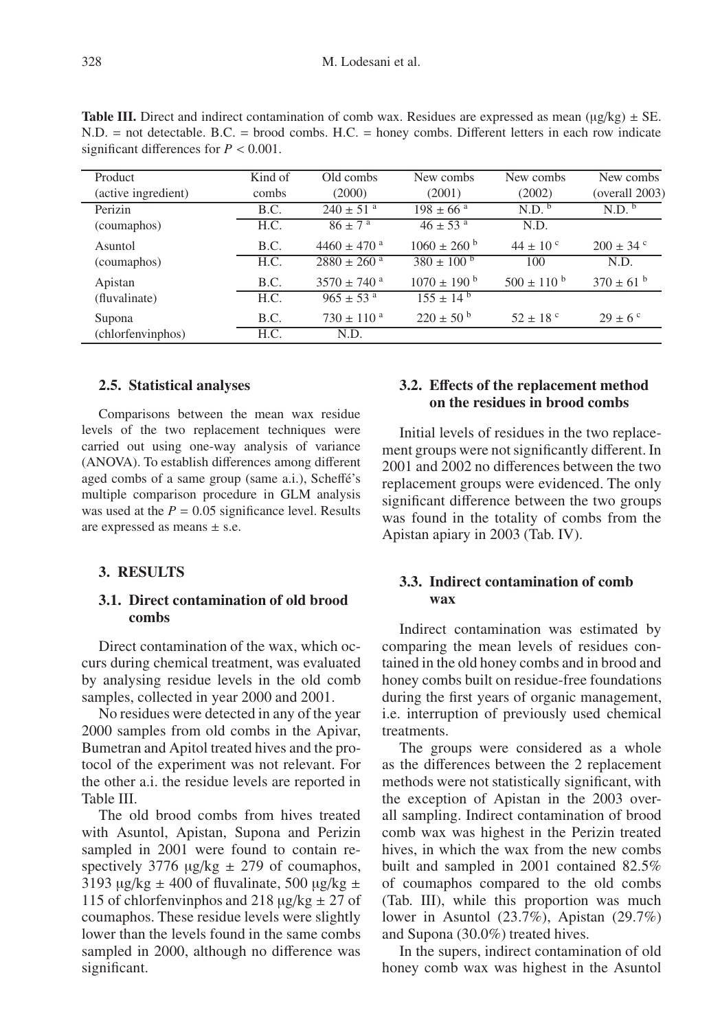**Table III.** Direct and indirect contamination of comb wax. Residues are expressed as mean (μg/kg) ± SE. N.D. = not detectable. B.C. = brood combs. H.C. = honey combs. Different letters in each row indicate significant differences for $P < 0.001$.

| Product (active ingredient) | Kind of combs | Old combs (2000) | New combs (2001) | New combs (2002) | New combs (overall 2003) |
|---|---|---|---|---|---|
| Perizin | B.C. | 240 ± 51 [a] | 198 ± 66 [a] | N.D. [b] | N.D. [b] |
| (coumaphos) | H.C. | 86 ± 7 [a] | 46 ± 53 [a] | N.D. | |
| Asuntol | B.C. | 4460 ± 470 [a] | 1060 ± 260 [b] | 44 ± 10 [c] | 200 ± 34 [c] |
| (coumaphos) | H.C. | 2880 ± 260 [a] | 380 ± 100 [b] | 100 | N.D. |
| Apistan | B.C. | 3570 ± 740 [a] | 1070 ± 190 [b] | 500 ± 110 [b] | 370 ± 61 [b] |
| (fluvalinate) | H.C. | 965 ± 53 [a] | 155 ± 14 [b] | | |
| Supona | B.C. | 730 ± 110 [a] | 220 ± 50 [b] | 52 ± 18 [c] | 29 ± 6 [c] |
| (chlorfenvinphos) | H.C. | N.D. | | | |

### 2.5. Statistical analyses

Comparisons between the mean wax residue levels of the two replacement techniques were carried out using one-way analysis of variance (ANOVA). To establish differences among different aged combs of a same group (same a.i.), Scheffé's multiple comparison procedure in GLM analysis was used at the $P = 0.05$ significance level. Results are expressed as means ± s.e.

## 3. RESULTS

### 3.1. Direct contamination of old brood combs

Direct contamination of the wax, which occurs during chemical treatment, was evaluated by analysing residue levels in the old comb samples, collected in year 2000 and 2001.

No residues were detected in any of the year 2000 samples from old combs in the Apivar, Bumetran and Apitol treated hives and the protocol of the experiment was not relevant. For the other a.i. the residue levels are reported in Table III.

The old brood combs from hives treated with Asuntol, Apistan, Supona and Perizin sampled in 2001 were found to contain respectively 3776 μg/kg ± 279 of coumaphos, 3193 μg/kg ± 400 of fluvalinate, 500 μg/kg ± 115 of chlorfenvinphos and 218 μg/kg ± 27 of coumaphos. These residue levels were slightly lower than the levels found in the same combs sampled in 2000, although no difference was significant.

### 3.2. Effects of the replacement method on the residues in brood combs

Initial levels of residues in the two replacement groups were not significantly different. In 2001 and 2002 no differences between the two replacement groups were evidenced. The only significant difference between the two groups was found in the totality of combs from the Apistan apiary in 2003 (Tab. IV).

### 3.3. Indirect contamination of comb wax

Indirect contamination was estimated by comparing the mean levels of residues contained in the old honey combs and in brood and honey combs built on residue-free foundations during the first years of organic management, i.e. interruption of previously used chemical treatments.

The groups were considered as a whole as the differences between the 2 replacement methods were not statistically significant, with the exception of Apistan in the 2003 overall sampling. Indirect contamination of brood comb wax was highest in the Perizin treated hives, in which the wax from the new combs built and sampled in 2001 contained 82.5% of coumaphos compared to the old combs (Tab. III), while this proportion was much lower in Asuntol (23.7%), Apistan (29.7%) and Supona (30.0%) treated hives.

In the supers, indirect contamination of old honey comb wax was highest in the Asuntol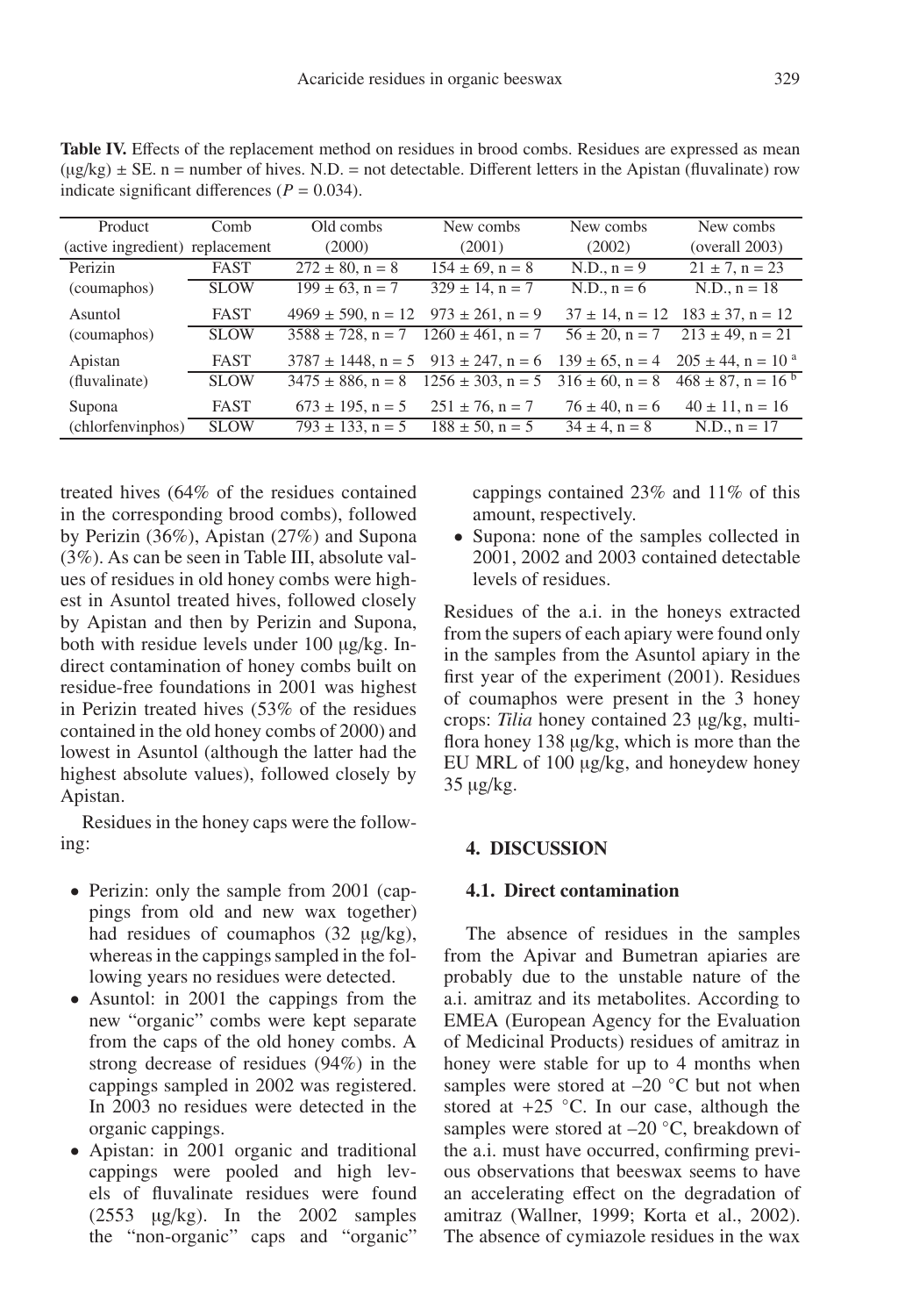**Table IV.** Effects of the replacement method on residues in brood combs. Residues are expressed as mean (μg/kg) ± SE. n = number of hives. N.D. = not detectable. Different letters in the Apistan (fluvalinate) row indicate significant differences ($P = 0.034$).

| Product (active ingredient) | Comb replacement | Old combs (2000) | New combs (2001) | New combs (2002) | New combs (overall 2003) |
|---|---|---|---|---|---|
| Perizin | FAST | 272 ± 80, n = 8 | 154 ± 69, n = 8 | N.D., n = 9 | 21 ± 7, n = 23 |
| (coumaphos) | SLOW | 199 ± 63, n = 7 | 329 ± 14, n = 7 | N.D., n = 6 | N.D., n = 18 |
| Asuntol | FAST | 4969 ± 590, n = 12 | 973 ± 261, n = 9 | 37 ± 14, n = 12 | 183 ± 37, n = 12 |
| (coumaphos) | SLOW | 3588 ± 728, n = 7 | 1260 ± 461, n = 7 | 56 ± 20, n = 7 | 213 ± 49, n = 21 |
| Apistan | FAST | 3787 ± 1448, n = 5 | 913 ± 247, n = 6 | 139 ± 65, n = 4 | 205 ± 44, n = 10 [a] |
| (fluvalinate) | SLOW | 3475 ± 886, n = 8 | 1256 ± 303, n = 5 | 316 ± 60, n = 8 | 468 ± 87, n = 16 [b] |
| Supona | FAST | 673 ± 195, n = 5 | 251 ± 76, n = 7 | 76 ± 40, n = 6 | 40 ± 11, n = 16 |
| (chlorfenvinphos) | SLOW | 793 ± 133, n = 5 | 188 ± 50, n = 5 | 34 ± 4, n = 8 | N.D., n = 17 |

treated hives (64% of the residues contained in the corresponding brood combs), followed by Perizin (36%), Apistan (27%) and Supona (3%). As can be seen in Table III, absolute values of residues in old honey combs were highest in Asuntol treated hives, followed closely by Apistan and then by Perizin and Supona, both with residue levels under 100 μg/kg. Indirect contamination of honey combs built on residue-free foundations in 2001 was highest in Perizin treated hives (53% of the residues contained in the old honey combs of 2000) and lowest in Asuntol (although the latter had the highest absolute values), followed closely by Apistan.

Residues in the honey caps were the following:

- Perizin: only the sample from 2001 (cappings from old and new wax together) had residues of coumaphos (32 μg/kg), whereas in the cappings sampled in the following years no residues were detected.
- Asuntol: in 2001 the cappings from the new "organic" combs were kept separate from the caps of the old honey combs. A strong decrease of residues (94%) in the cappings sampled in 2002 was registered. In 2003 no residues were detected in the organic cappings.
- Apistan: in 2001 organic and traditional cappings were pooled and high levels of fluvalinate residues were found (2553 μg/kg). In the 2002 samples the "non-organic" caps and "organic" cappings contained 23% and 11% of this amount, respectively.
- Supona: none of the samples collected in 2001, 2002 and 2003 contained detectable levels of residues.

Residues of the a.i. in the honeys extracted from the supers of each apiary were found only in the samples from the Asuntol apiary in the first year of the experiment (2001). Residues of coumaphos were present in the 3 honey crops: *Tilia* honey contained 23 μg/kg, multiflora honey 138 μg/kg, which is more than the EU MRL of 100 μg/kg, and honeydew honey 35 μg/kg.

## 4. DISCUSSION

### 4.1. Direct contamination

The absence of residues in the samples from the Apivar and Bumetran apiaries are probably due to the unstable nature of the a.i. amitraz and its metabolites. According to EMEA (European Agency for the Evaluation of Medicinal Products) residues of amitraz in honey were stable for up to 4 months when samples were stored at –20 °C but not when stored at +25 °C. In our case, although the samples were stored at –20 °C, breakdown of the a.i. must have occurred, confirming previous observations that beeswax seems to have an accelerating effect on the degradation of amitraz (Wallner, 1999; Korta et al., 2002). The absence of cymiazole residues in the wax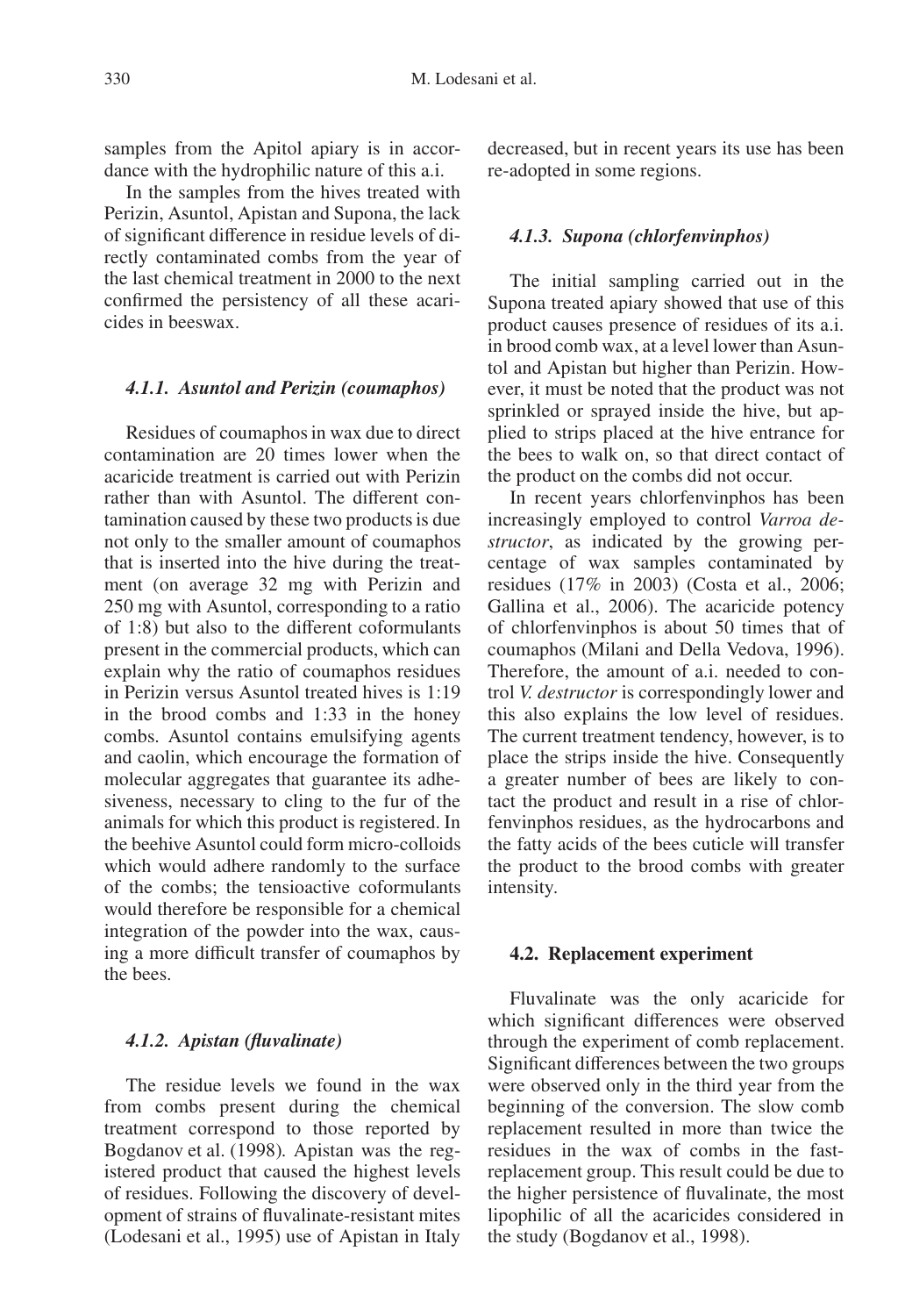samples from the Apitol apiary is in accordance with the hydrophilic nature of this a.i.

In the samples from the hives treated with Perizin, Asuntol, Apistan and Supona, the lack of significant difference in residue levels of directly contaminated combs from the year of the last chemical treatment in 2000 to the next confirmed the persistency of all these acaricides in beeswax.

#### 4.1.1. Asuntol and Perizin (coumaphos)

Residues of coumaphos in wax due to direct contamination are 20 times lower when the acaricide treatment is carried out with Perizin rather than with Asuntol. The different contamination caused by these two products is due not only to the smaller amount of coumaphos that is inserted into the hive during the treatment (on average 32 mg with Perizin and 250 mg with Asuntol, corresponding to a ratio of 1:8) but also to the different coformulants present in the commercial products, which can explain why the ratio of coumaphos residues in Perizin versus Asuntol treated hives is 1:19 in the brood combs and 1:33 in the honey combs. Asuntol contains emulsifying agents and caolin, which encourage the formation of molecular aggregates that guarantee its adhesiveness, necessary to cling to the fur of the animals for which this product is registered. In the beehive Asuntol could form micro-colloids which would adhere randomly to the surface of the combs; the tensioactive coformulants would therefore be responsible for a chemical integration of the powder into the wax, causing a more difficult transfer of coumaphos by the bees.

#### 4.1.2. Apistan (fluvalinate)

The residue levels we found in the wax from combs present during the chemical treatment correspond to those reported by Bogdanov et al. (1998). Apistan was the registered product that caused the highest levels of residues. Following the discovery of development of strains of fluvalinate-resistant mites (Lodesani et al., 1995) use of Apistan in Italy decreased, but in recent years its use has been re-adopted in some regions.

#### 4.1.3. Supona (chlorfenvinphos)

The initial sampling carried out in the Supona treated apiary showed that use of this product causes presence of residues of its a.i. in brood comb wax, at a level lower than Asuntol and Apistan but higher than Perizin. However, it must be noted that the product was not sprinkled or sprayed inside the hive, but applied to strips placed at the hive entrance for the bees to walk on, so that direct contact of the product on the combs did not occur.

In recent years chlorfenvinphos has been increasingly employed to control *Varroa destructor*, as indicated by the growing percentage of wax samples contaminated by residues (17% in 2003) (Costa et al., 2006; Gallina et al., 2006). The acaricide potency of chlorfenvinphos is about 50 times that of coumaphos (Milani and Della Vedova, 1996). Therefore, the amount of a.i. needed to control *V. destructor* is correspondingly lower and this also explains the low level of residues. The current treatment tendency, however, is to place the strips inside the hive. Consequently a greater number of bees are likely to contact the product and result in a rise of chlorfenvinphos residues, as the hydrocarbons and the fatty acids of the bees cuticle will transfer the product to the brood combs with greater intensity.

### 4.2. Replacement experiment

Fluvalinate was the only acaricide for which significant differences were observed through the experiment of comb replacement. Significant differences between the two groups were observed only in the third year from the beginning of the conversion. The slow comb replacement resulted in more than twice the residues in the wax of combs in the fast-replacement group. This result could be due to the higher persistence of fluvalinate, the most lipophilic of all the acaricides considered in the study (Bogdanov et al., 1998).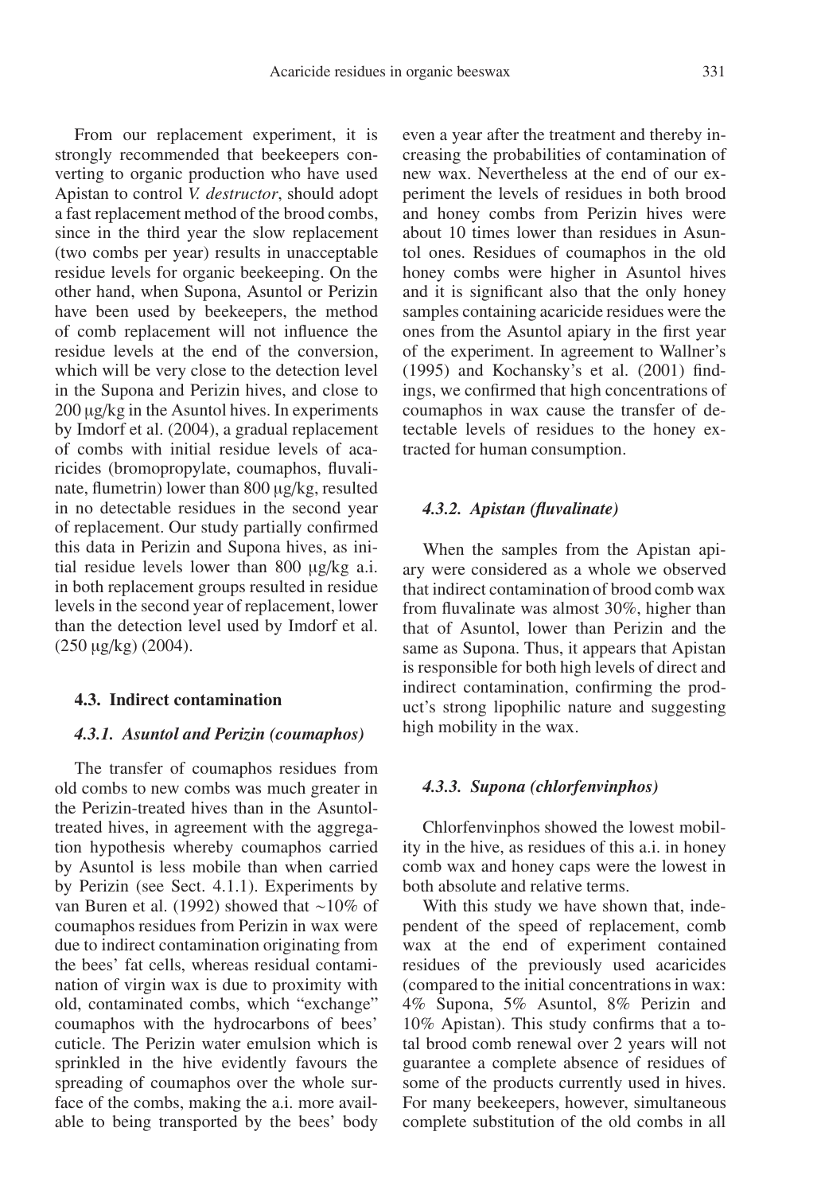From our replacement experiment, it is strongly recommended that beekeepers converting to organic production who have used Apistan to control *V. destructor*, should adopt a fast replacement method of the brood combs, since in the third year the slow replacement (two combs per year) results in unacceptable residue levels for organic beekeeping. On the other hand, when Supona, Asuntol or Perizin have been used by beekeepers, the method of comb replacement will not influence the residue levels at the end of the conversion, which will be very close to the detection level in the Supona and Perizin hives, and close to 200 μg/kg in the Asuntol hives. In experiments by Imdorf et al. (2004), a gradual replacement of combs with initial residue levels of acaricides (bromopropylate, coumaphos, fluvalinate, flumetrin) lower than 800 μg/kg, resulted in no detectable residues in the second year of replacement. Our study partially confirmed this data in Perizin and Supona hives, as initial residue levels lower than 800 μg/kg a.i. in both replacement groups resulted in residue levels in the second year of replacement, lower than the detection level used by Imdorf et al. (250 μg/kg) (2004).

### 4.3. Indirect contamination

#### *4.3.1. Asuntol and Perizin (coumaphos)*

The transfer of coumaphos residues from old combs to new combs was much greater in the Perizin-treated hives than in the Asuntol-treated hives, in agreement with the aggregation hypothesis whereby coumaphos carried by Asuntol is less mobile than when carried by Perizin (see Sect. 4.1.1). Experiments by van Buren et al. (1992) showed that ~10% of coumaphos residues from Perizin in wax were due to indirect contamination originating from the bees' fat cells, whereas residual contamination of virgin wax is due to proximity with old, contaminated combs, which "exchange" coumaphos with the hydrocarbons of bees' cuticle. The Perizin water emulsion which is sprinkled in the hive evidently favours the spreading of coumaphos over the whole surface of the combs, making the a.i. more available to being transported by the bees' body even a year after the treatment and thereby increasing the probabilities of contamination of new wax. Nevertheless at the end of our experiment the levels of residues in both brood and honey combs from Perizin hives were about 10 times lower than residues in Asuntol ones. Residues of coumaphos in the old honey combs were higher in Asuntol hives and it is significant also that the only honey samples containing acaricide residues were the ones from the Asuntol apiary in the first year of the experiment. In agreement to Wallner's (1995) and Kochansky's et al. (2001) findings, we confirmed that high concentrations of coumaphos in wax cause the transfer of detectable levels of residues to the honey extracted for human consumption.

#### *4.3.2. Apistan (fluvalinate)*

When the samples from the Apistan apiary were considered as a whole we observed that indirect contamination of brood comb wax from fluvalinate was almost 30%, higher than that of Asuntol, lower than Perizin and the same as Supona. Thus, it appears that Apistan is responsible for both high levels of direct and indirect contamination, confirming the product's strong lipophilic nature and suggesting high mobility in the wax.

#### *4.3.3. Supona (chlorfenvinphos)*

Chlorfenvinphos showed the lowest mobility in the hive, as residues of this a.i. in honey comb wax and honey caps were the lowest in both absolute and relative terms.

With this study we have shown that, independent of the speed of replacement, comb wax at the end of experiment contained residues of the previously used acaricides (compared to the initial concentrations in wax: 4% Supona, 5% Asuntol, 8% Perizin and 10% Apistan). This study confirms that a total brood comb renewal over 2 years will not guarantee a complete absence of residues of some of the products currently used in hives. For many beekeepers, however, simultaneous complete substitution of the old combs in all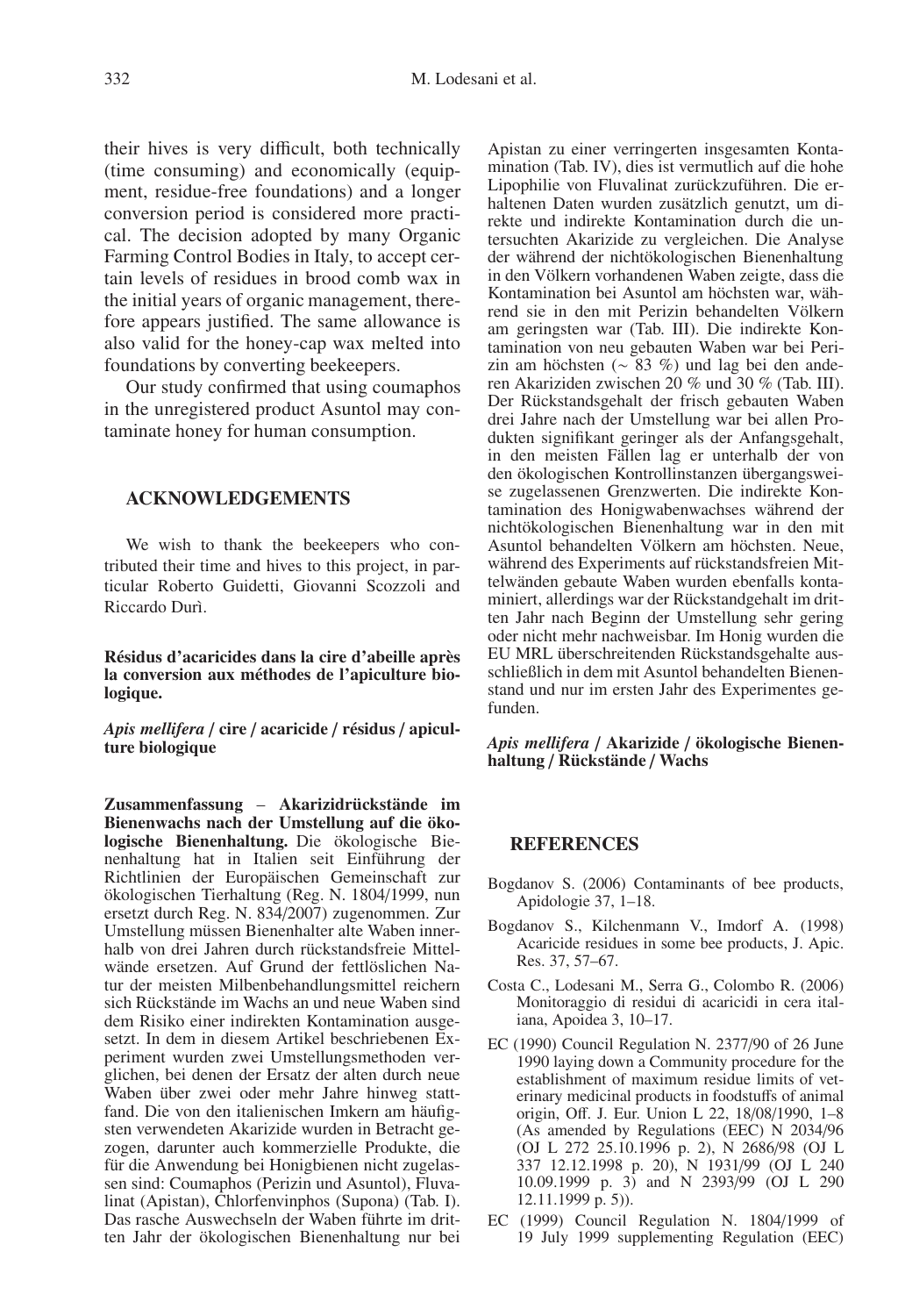their hives is very difficult, both technically (time consuming) and economically (equipment, residue-free foundations) and a longer conversion period is considered more practical. The decision adopted by many Organic Farming Control Bodies in Italy, to accept certain levels of residues in brood comb wax in the initial years of organic management, therefore appears justified. The same allowance is also valid for the honey-cap wax melted into foundations by converting beekeepers.

Our study confirmed that using coumaphos in the unregistered product Asuntol may contaminate honey for human consumption.

## ACKNOWLEDGEMENTS

We wish to thank the beekeepers who contributed their time and hives to this project, in particular Roberto Guidetti, Giovanni Scozzoli and Riccardo Durì.

**Résidus d'acaricides dans la cire d'abeille après la conversion aux méthodes de l'apiculture biologique.**

***Apis mellifera* / cire / acaricide / résidus / apiculture biologique**

**Zusammenfassung – Akarizidrückstände im Bienenwachs nach der Umstellung auf die ökologische Bienenhaltung.** Die ökologische Bienenhaltung hat in Italien seit Einführung der Richtlinien der Europäischen Gemeinschaft zur ökologischen Tierhaltung (Reg. N. 1804/1999, nun ersetzt durch Reg. N. 834/2007) zugenommen. Zur Umstellung müssen Bienenhalter alte Waben innerhalb von drei Jahren durch rückstandsfreie Mittelwände ersetzen. Auf Grund der fettlöslichen Natur der meisten Milbenbehandlungsmittel reichern sich Rückstände im Wachs an und neue Waben sind dem Risiko einer indirekten Kontamination ausgesetzt. In dem in diesem Artikel beschriebenen Experiment wurden zwei Umstellungsmethoden verglichen, bei denen der Ersatz der alten durch neue Waben über zwei oder mehr Jahre hinweg stattfand. Die von den italienischen Imkern am häufigsten verwendeten Akarizide wurden in Betracht gezogen, darunter auch kommerzielle Produkte, die für die Anwendung bei Honigbienen nicht zugelassen sind: Coumaphos (Perizin und Asuntol), Fluvalinat (Apistan), Chlorfenvinphos (Supona) (Tab. I). Das rasche Auswechseln der Waben führte im dritten Jahr der ökologischen Bienenhaltung nur bei Apistan zu einer verringerten insgesamten Kontamination (Tab. IV), dies ist vermutlich auf die hohe Lipophilie von Fluvalinat zurückzuführen. Die erhaltenen Daten wurden zusätzlich genutzt, um direkte und indirekte Kontamination durch die untersuchten Akarizide zu vergleichen. Die Analyse der während der nichtökologischen Bienenhaltung in den Völkern vorhandenen Waben zeigte, dass die Kontamination bei Asuntol am höchsten war, während sie in den mit Perizin behandelten Völkern am geringsten war (Tab. III). Die indirekte Kontamination von neu gebauten Waben war bei Perizin am höchsten (~ 83 %) und lag bei den anderen Akariziden zwischen 20 % und 30 % (Tab. III). Der Rückstandsgehalt der frisch gebauten Waben drei Jahre nach der Umstellung war bei allen Produkten signifikant geringer als der Anfangsgehalt, in den meisten Fällen lag er unterhalb der von den ökologischen Kontrollinstanzen übergangsweise zugelassenen Grenzwerten. Die indirekte Kontamination des Honigwabenwachses während der nichtökologischen Bienenhaltung war in den mit Asuntol behandelten Völkern am höchsten. Neue, während des Experiments auf rückstandsfreien Mittelwänden gebaute Waben wurden ebenfalls kontaminiert, allerdings war der Rückstandgehalt im dritten Jahr nach Beginn der Umstellung sehr gering oder nicht mehr nachweisbar. Im Honig wurden die EU MRL überschreitenden Rückstandsgehalte ausschließlich in dem mit Asuntol behandelten Bienenstand und nur im ersten Jahr des Experimentes gefunden.

***Apis mellifera* / Akarizide / ökologische Bienenhaltung / Rückstände / Wachs**

## REFERENCES

Bogdanov S. (2006) Contaminants of bee products, Apidologie 37, 1–18.

Bogdanov S., Kilchenmann V., Imdorf A. (1998) Acaricide residues in some bee products, J. Apic. Res. 37, 57–67.

Costa C., Lodesani M., Serra G., Colombo R. (2006) Monitoraggio di residui di acaricidi in cera italiana, Apoidea 3, 10–17.

EC (1990) Council Regulation N. 2377/90 of 26 June 1990 laying down a Community procedure for the establishment of maximum residue limits of veterinary medicinal products in foodstuffs of animal origin, Off. J. Eur. Union L 22, 18/08/1990, 1–8 (As amended by Regulations (EEC) N 2034/96 (OJ L 272 25.10.1996 p. 2), N 2686/98 (OJ L 337 12.12.1998 p. 20), N 1931/99 (OJ L 240 10.09.1999 p. 3) and N 2393/99 (OJ L 290 12.11.1999 p. 5)).

EC (1999) Council Regulation N. 1804/1999 of 19 July 1999 supplementing Regulation (EEC)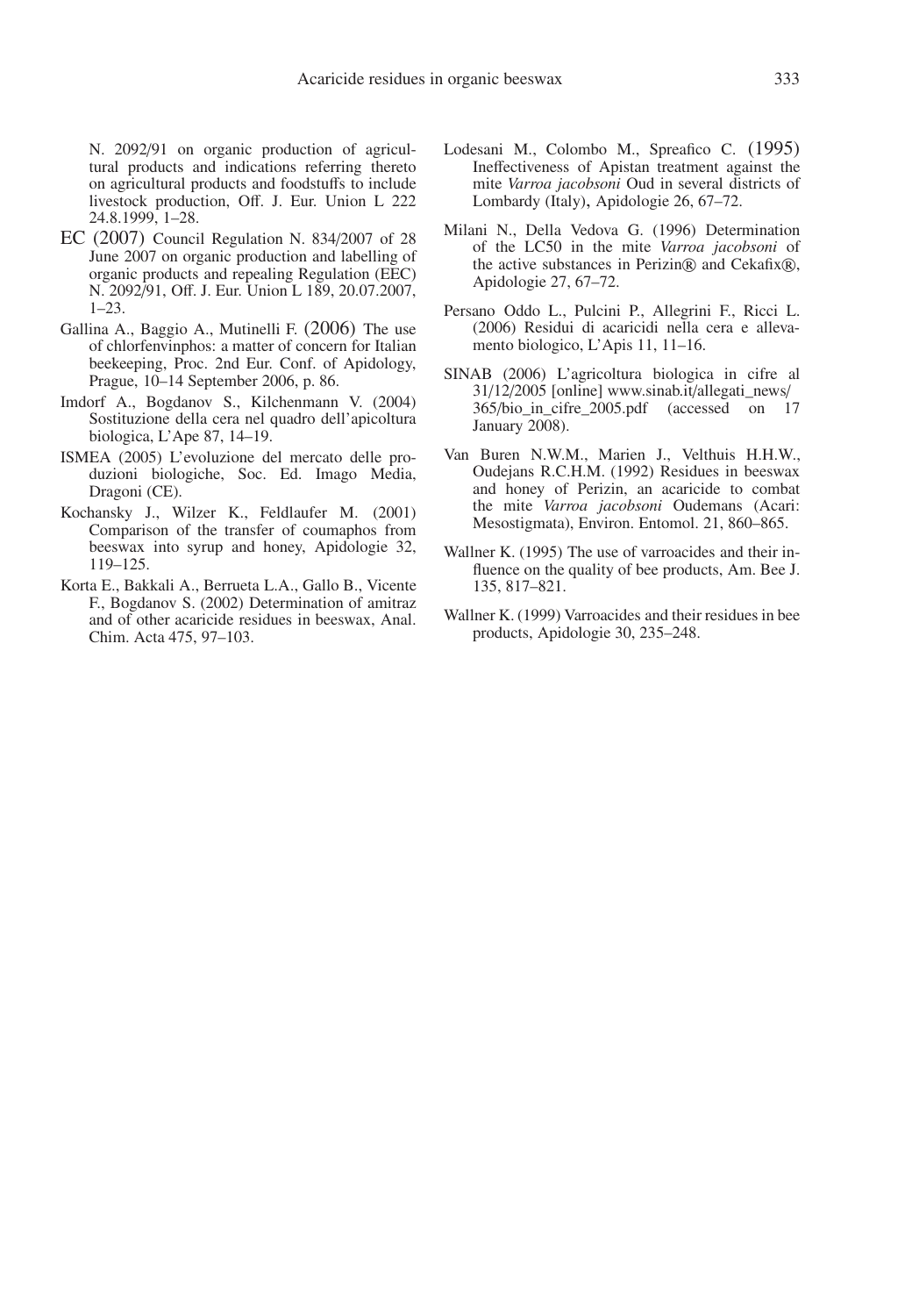N. 2092/91 on organic production of agricultural products and indications referring thereto on agricultural products and foodstuffs to include livestock production, Off. J. Eur. Union L 222 24.8.1999, 1–28.

EC (2007) Council Regulation N. 834/2007 of 28 June 2007 on organic production and labelling of organic products and repealing Regulation (EEC) N. 2092/91, Off. J. Eur. Union L 189, 20.07.2007, 1–23.

Gallina A., Baggio A., Mutinelli F. (2006) The use of chlorfenvinphos: a matter of concern for Italian beekeeping, Proc. 2nd Eur. Conf. of Apidology, Prague, 10–14 September 2006, p. 86.

Imdorf A., Bogdanov S., Kilchenmann V. (2004) Sostituzione della cera nel quadro dell'apicoltura biologica, L'Ape 87, 14–19.

ISMEA (2005) L'evoluzione del mercato delle produzioni biologiche, Soc. Ed. Imago Media, Dragoni (CE).

Kochansky J., Wilzer K., Feldlaufer M. (2001) Comparison of the transfer of coumaphos from beeswax into syrup and honey, Apidologie 32, 119–125.

Korta E., Bakkali A., Berrueta L.A., Gallo B., Vicente F., Bogdanov S. (2002) Determination of amitraz and of other acaricide residues in beeswax, Anal. Chim. Acta 475, 97–103.

Lodesani M., Colombo M., Spreafico C. (1995) Ineffectiveness of Apistan treatment against the mite *Varroa jacobsoni* Oud in several districts of Lombardy (Italy), Apidologie 26, 67–72.

Milani N., Della Vedova G. (1996) Determination of the LC50 in the mite *Varroa jacobsoni* of the active substances in Perizin® and Cekafix®, Apidologie 27, 67–72.

Persano Oddo L., Pulcini P., Allegrini F., Ricci L. (2006) Residui di acaricidi nella cera e allevamento biologico, L'Apis 11, 11–16.

SINAB (2006) L'agricoltura biologica in cifre al 31/12/2005 [online] www.sinab.it/allegati_news/365/bio_in_cifre_2005.pdf (accessed on 17 January 2008).

Van Buren N.W.M., Marien J., Velthuis H.H.W., Oudejans R.C.H.M. (1992) Residues in beeswax and honey of Perizin, an acaricide to combat the mite *Varroa jacobsoni* Oudemans (Acari: Mesostigmata), Environ. Entomol. 21, 860–865.

Wallner K. (1995) The use of varroacides and their influence on the quality of bee products, Am. Bee J. 135, 817–821.

Wallner K. (1999) Varroacides and their residues in bee products, Apidologie 30, 235–248.